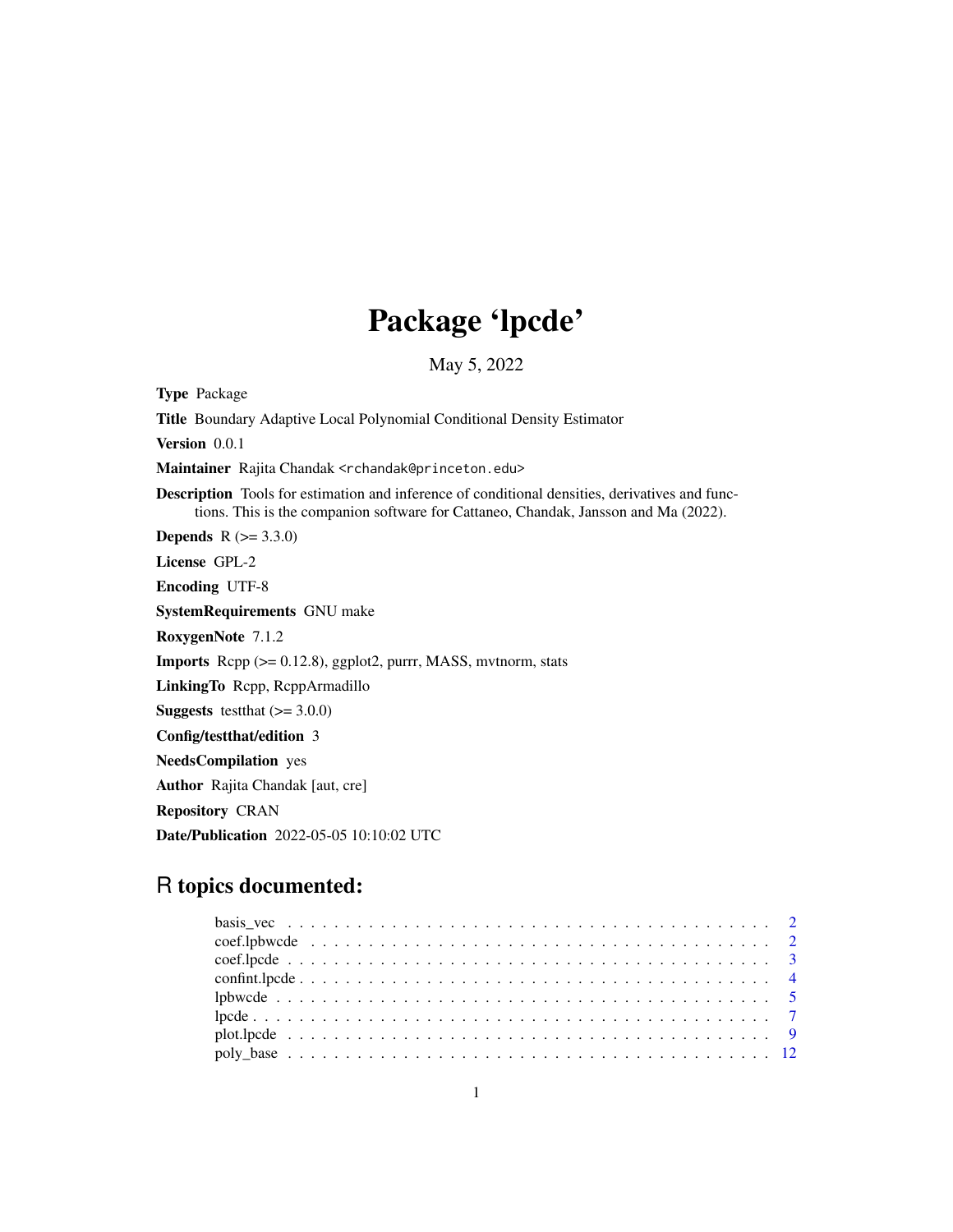# Package 'lpcde'

May 5, 2022

**Type** Package

**Title** Boundary Adaptive Local Polynomial Conditional Density Estimator

**Version** 0.0.1

**Maintainer** Rajita Chandak <rchandak@princeton.edu>

**Description** Tools for estimation and inference of conditional densities, derivatives and functions. This is the companion software for Cattaneo, Chandak, Jansson and Ma (2022).

**Depends** R (>= 3.3.0)

**License** GPL-2

**Encoding** UTF-8

**SystemRequirements** GNU make

**RoxygenNote** 7.1.2

**Imports** Rcpp (>= 0.12.8), ggplot2, purrr, MASS, mvtnorm, stats

**LinkingTo** Rcpp, RcppArmadillo

**Suggests** testthat (>= 3.0.0)

**Config/testthat/edition** 3

**NeedsCompilation** yes

**Author** Rajita Chandak [aut, cre]

**Repository** CRAN

**Date/Publication** 2022-05-05 10:10:02 UTC

## R topics documented:

| | |
|---|---|
| basis_vec | 2 |
| coef.lpbwcde | 2 |
| coef.lpcde | 3 |
| confint.lpcde | 4 |
| lpbwcde | 5 |
| lpcde | 7 |
| plot.lpcde | 9 |
| poly_base | 12 |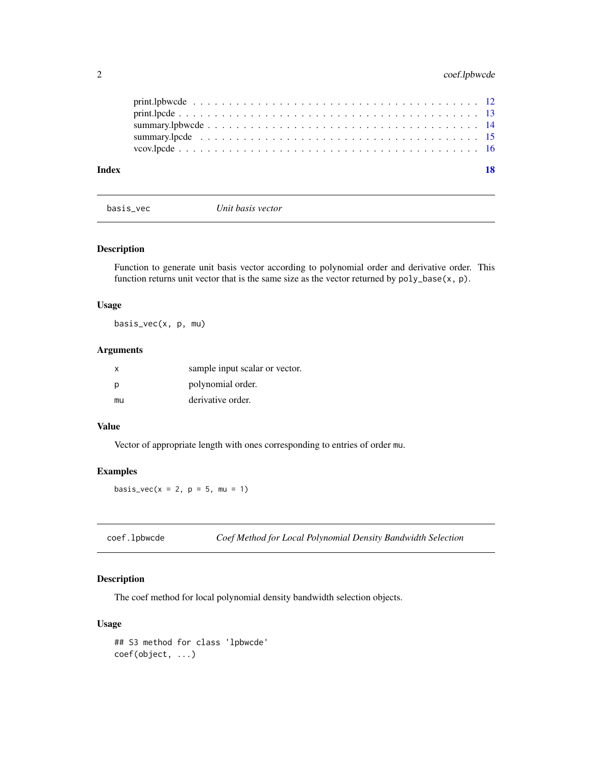print.lpbwcde . . . . . . . . . . . . . . . . . . . . . . . . . . . . . . . . . . . . 12
print.lpcde . . . . . . . . . . . . . . . . . . . . . . . . . . . . . . . . . . . . . 13
summary.lpbwcde . . . . . . . . . . . . . . . . . . . . . . . . . . . . . . . . . . 14
summary.lpcde . . . . . . . . . . . . . . . . . . . . . . . . . . . . . . . . . . . 15
vcov.lpcde . . . . . . . . . . . . . . . . . . . . . . . . . . . . . . . . . . . . . 16

**Index** **18**

---

## basis_vec — *Unit basis vector*

### Description

Function to generate unit basis vector according to polynomial order and derivative order. This function returns unit vector that is the same size as the vector returned by `poly_base(x, p)`.

### Usage

```
basis_vec(x, p, mu)
```

### Arguments

| | |
|---|---|
| x | sample input scalar or vector. |
| p | polynomial order. |
| mu | derivative order. |

### Value

Vector of appropriate length with ones corresponding to entries of order `mu`.

### Examples

```
basis_vec(x = 2, p = 5, mu = 1)
```

---

## coef.lpbwcde — *Coef Method for Local Polynomial Density Bandwidth Selection*

### Description

The coef method for local polynomial density bandwidth selection objects.

### Usage

```
## S3 method for class 'lpbwcde'
coef(object, ...)
```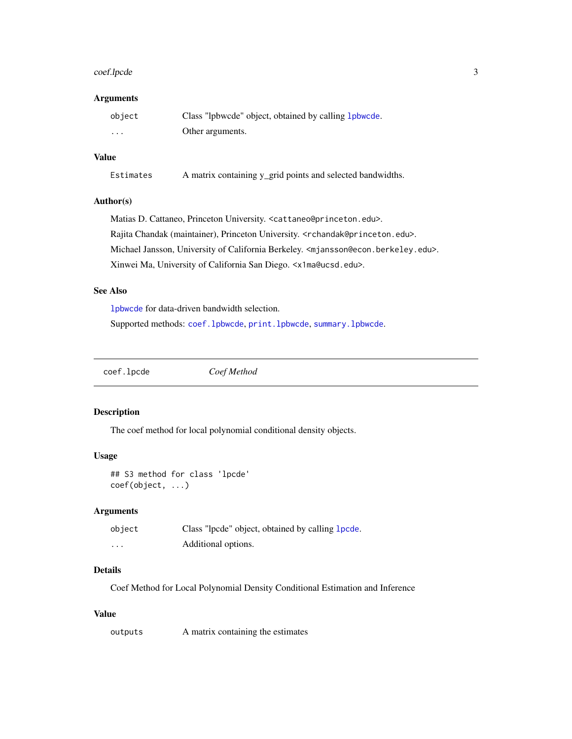### Arguments

| | |
|---|---|
| `object` | Class "lpbwcde" object, obtained by calling `lpbwcde`. |
| `...` | Other arguments. |

### Value

| | |
|---|---|
| `Estimates` | A matrix containing y_grid points and selected bandwidths. |

### Author(s)

Matias D. Cattaneo, Princeton University. <cattaneo@princeton.edu>.

Rajita Chandak (maintainer), Princeton University. <rchandak@princeton.edu>.

Michael Jansson, University of California Berkeley. <mjansson@econ.berkeley.edu>.

Xinwei Ma, University of California San Diego. <x1ma@ucsd.edu>.

### See Also

`lpbwcde` for data-driven bandwidth selection.

Supported methods: `coef.lpbwcde`, `print.lpbwcde`, `summary.lpbwcde`.

---

## coef.lpcde — *Coef Method*

---

### Description

The coef method for local polynomial conditional density objects.

### Usage

```
## S3 method for class 'lpcde'
coef(object, ...)
```

### Arguments

| | |
|---|---|
| `object` | Class "lpcde" object, obtained by calling `lpcde`. |
| `...` | Additional options. |

### Details

Coef Method for Local Polynomial Density Conditional Estimation and Inference

### Value

| | |
|---|---|
| `outputs` | A matrix containing the estimates |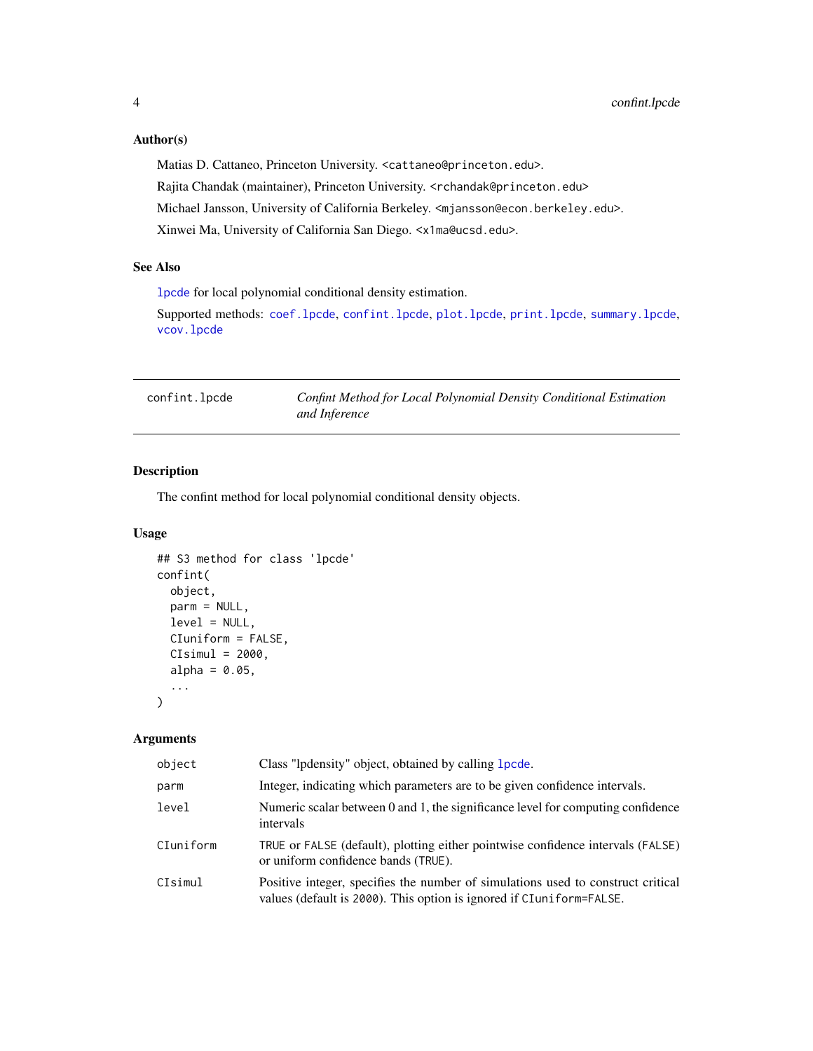## Author(s)

Matias D. Cattaneo, Princeton University. <cattaneo@princeton.edu>.

Rajita Chandak (maintainer), Princeton University. <rchandak@princeton.edu>

Michael Jansson, University of California Berkeley. <mjansson@econ.berkeley.edu>.

Xinwei Ma, University of California San Diego. <x1ma@ucsd.edu>.

## See Also

`lpcde` for local polynomial conditional density estimation.

Supported methods: `coef.lpcde`, `confint.lpcde`, `plot.lpcde`, `print.lpcde`, `summary.lpcde`, `vcov.lpcde`

---

# confint.lpcde — *Confint Method for Local Polynomial Density Conditional Estimation and Inference*

---

## Description

The confint method for local polynomial conditional density objects.

## Usage

```
## S3 method for class 'lpcde'
confint(
  object,
  parm = NULL,
  level = NULL,
  CIuniform = FALSE,
  CIsimul = 2000,
  alpha = 0.05,
  ...
)
```

## Arguments

| | |
|---|---|
| `object` | Class "lpdensity" object, obtained by calling `lpcde`. |
| `parm` | Integer, indicating which parameters are to be given confidence intervals. |
| `level` | Numeric scalar between 0 and 1, the significance level for computing confidence intervals |
| `CIuniform` | `TRUE` or `FALSE` (default), plotting either pointwise confidence intervals (`FALSE`) or uniform confidence bands (`TRUE`). |
| `CIsimul` | Positive integer, specifies the number of simulations used to construct critical values (default is `2000`). This option is ignored if `CIuniform=FALSE`. |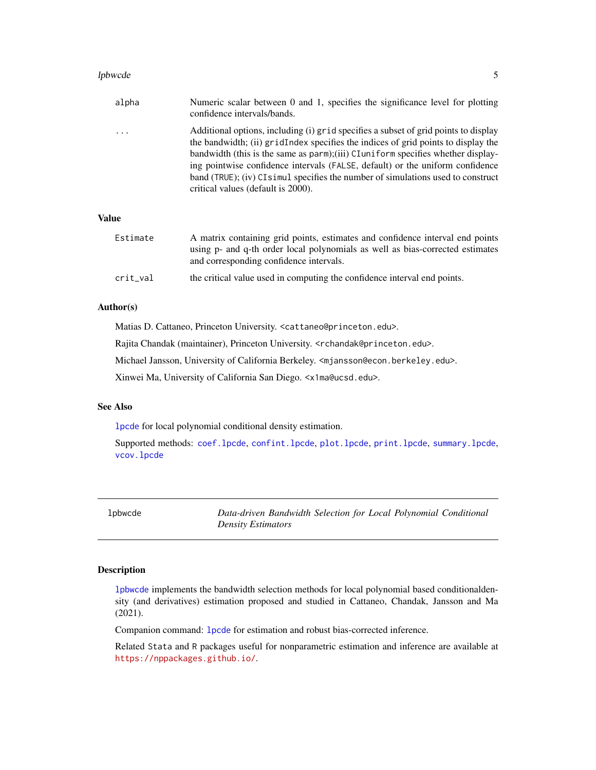| | |
|---|---|
| alpha | Numeric scalar between 0 and 1, specifies the significance level for plotting confidence intervals/bands. |
| ... | Additional options, including (i) grid specifies a subset of grid points to display the bandwidth; (ii) gridIndex specifies the indices of grid points to display the bandwidth (this is the same as parm);(iii) CIuniform specifies whether displaying pointwise confidence intervals (FALSE, default) or the uniform confidence band (TRUE); (iv) CIsimul specifies the number of simulations used to construct critical values (default is 2000). |

### Value

| | |
|---|---|
| Estimate | A matrix containing grid points, estimates and confidence interval end points using p- and q-th order local polynomials as well as bias-corrected estimates and corresponding confidence intervals. |
| crit_val | the critical value used in computing the confidence interval end points. |

### Author(s)

Matias D. Cattaneo, Princeton University. <cattaneo@princeton.edu>.

Rajita Chandak (maintainer), Princeton University. <rchandak@princeton.edu>.

Michael Jansson, University of California Berkeley. <mjansson@econ.berkeley.edu>.

Xinwei Ma, University of California San Diego. <x1ma@ucsd.edu>.

### See Also

lpcde for local polynomial conditional density estimation.

Supported methods: coef.lpcde, confint.lpcde, plot.lpcde, print.lpcde, summary.lpcde, vcov.lpcde

---

## lpbwcde — *Data-driven Bandwidth Selection for Local Polynomial Conditional Density Estimators*

---

### Description

lpbwcde implements the bandwidth selection methods for local polynomial based conditionaldensity (and derivatives) estimation proposed and studied in Cattaneo, Chandak, Jansson and Ma (2021).

Companion command: lpcde for estimation and robust bias-corrected inference.

Related Stata and R packages useful for nonparametric estimation and inference are available at https://nppackages.github.io/.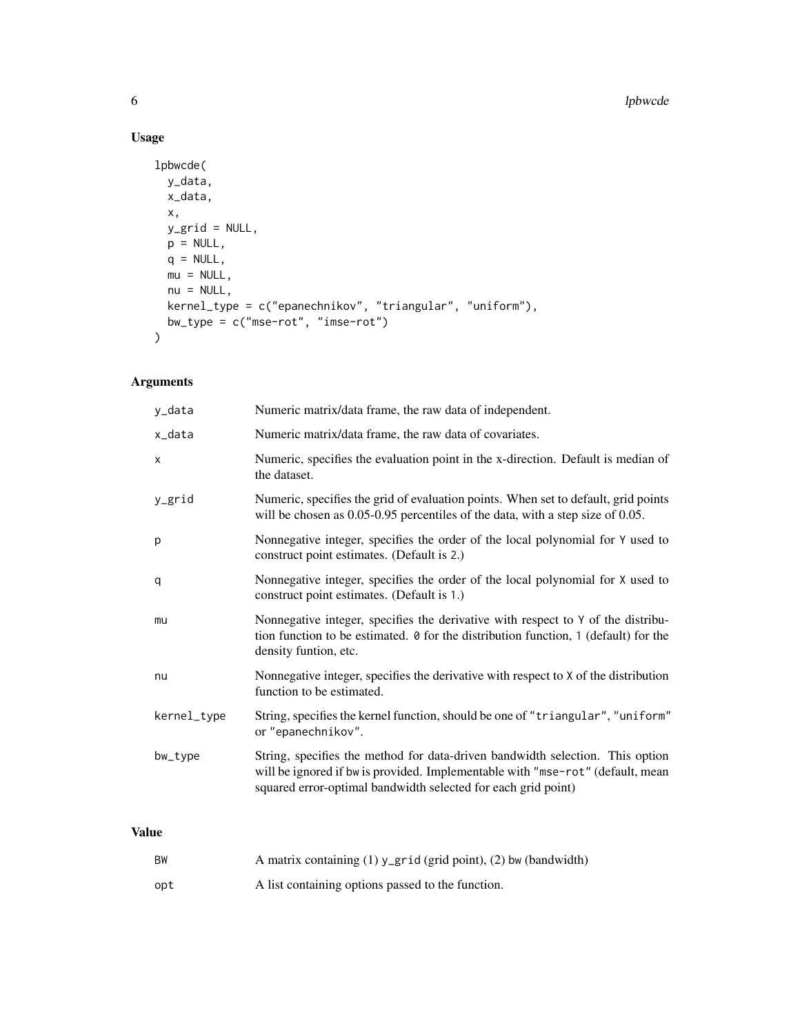## Usage

```
lpbwcde(
  y_data,
  x_data,
  x,
  y_grid = NULL,
  p = NULL,
  q = NULL,
  mu = NULL,
  nu = NULL,
  kernel_type = c("epanechnikov", "triangular", "uniform"),
  bw_type = c("mse-rot", "imse-rot")
)
```

## Arguments

| | |
|---|---|
| `y_data` | Numeric matrix/data frame, the raw data of independent. |
| `x_data` | Numeric matrix/data frame, the raw data of covariates. |
| `x` | Numeric, specifies the evaluation point in the x-direction. Default is median of the dataset. |
| `y_grid` | Numeric, specifies the grid of evaluation points. When set to default, grid points will be chosen as 0.05-0.95 percentiles of the data, with a step size of 0.05. |
| `p` | Nonnegative integer, specifies the order of the local polynomial for `Y` used to construct point estimates. (Default is 2.) |
| `q` | Nonnegative integer, specifies the order of the local polynomial for `X` used to construct point estimates. (Default is 1.) |
| `mu` | Nonnegative integer, specifies the derivative with respect to `Y` of the distribution function to be estimated. `0` for the distribution function, `1` (default) for the density funtion, etc. |
| `nu` | Nonnegative integer, specifies the derivative with respect to `X` of the distribution function to be estimated. |
| `kernel_type` | String, specifies the kernel function, should be one of `"triangular"`, `"uniform"` or `"epanechnikov"`. |
| `bw_type` | String, specifies the method for data-driven bandwidth selection. This option will be ignored if `bw` is provided. Implementable with `"mse-rot"` (default, mean squared error-optimal bandwidth selected for each grid point) |

## Value

| | |
|---|---|
| `BW` | A matrix containing (1) `y_grid` (grid point), (2) `bw` (bandwidth) |
| `opt` | A list containing options passed to the function. |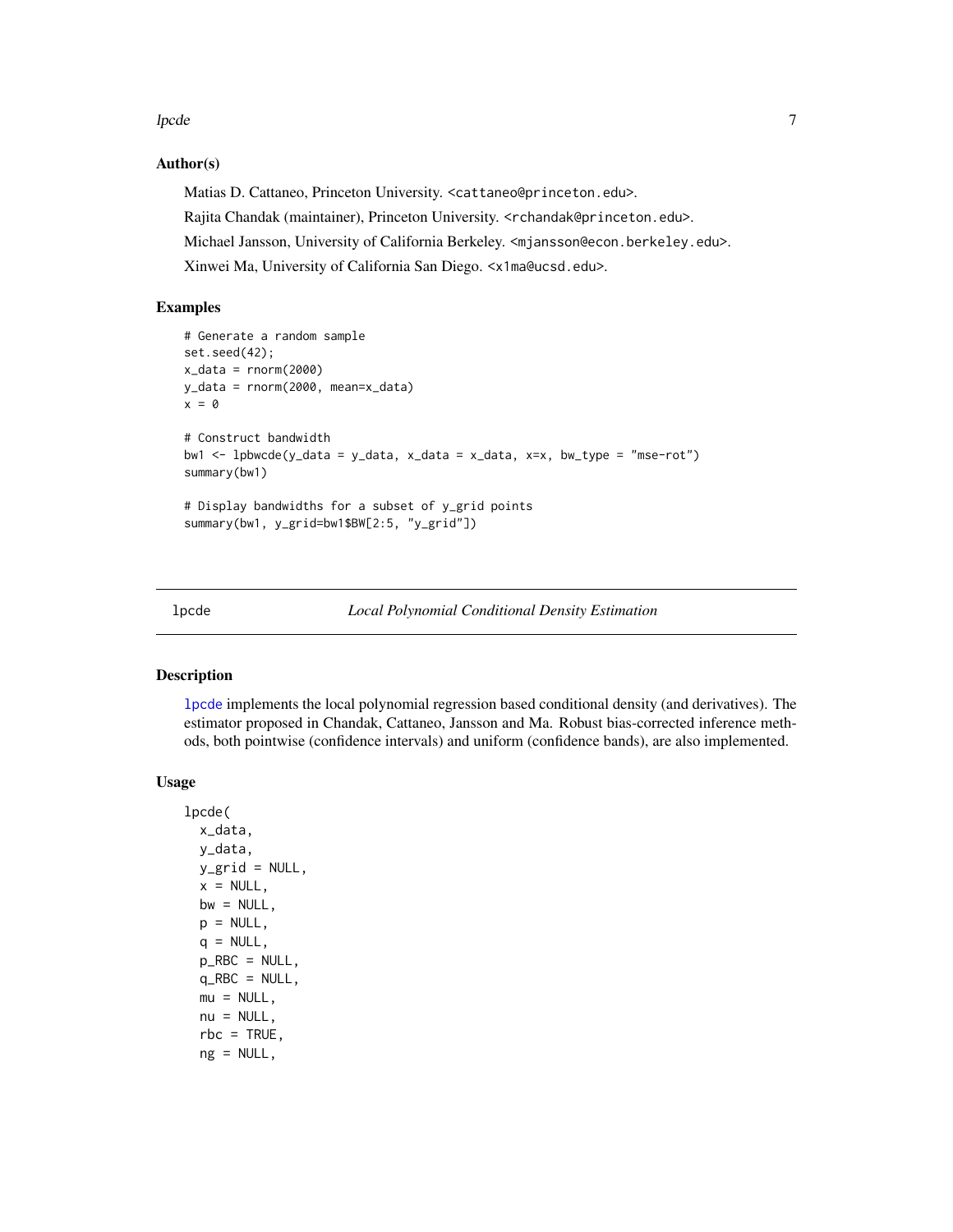### Author(s)

Matias D. Cattaneo, Princeton University. <cattaneo@princeton.edu>.

Rajita Chandak (maintainer), Princeton University. <rchandak@princeton.edu>.

Michael Jansson, University of California Berkeley. <mjansson@econ.berkeley.edu>.

Xinwei Ma, University of California San Diego. <x1ma@ucsd.edu>.

### Examples

```
# Generate a random sample
set.seed(42);
x_data = rnorm(2000)
y_data = rnorm(2000, mean=x_data)
x = 0

# Construct bandwidth
bw1 <- lpbwcde(y_data = y_data, x_data = x_data, x=x, bw_type = "mse-rot")
summary(bw1)

# Display bandwidths for a subset of y_grid points
summary(bw1, y_grid=bw1$BW[2:5, "y_grid"])
```

---

## lpcde — *Local Polynomial Conditional Density Estimation*

---

### Description

lpcde implements the local polynomial regression based conditional density (and derivatives). The estimator proposed in Chandak, Cattaneo, Jansson and Ma. Robust bias-corrected inference methods, both pointwise (confidence intervals) and uniform (confidence bands), are also implemented.

### Usage

```
lpcde(
  x_data,
  y_data,
  y_grid = NULL,
  x = NULL,
  bw = NULL,
  p = NULL,
  q = NULL,
  p_RBC = NULL,
  q_RBC = NULL,
  mu = NULL,
  nu = NULL,
  rbc = TRUE,
  ng = NULL,
```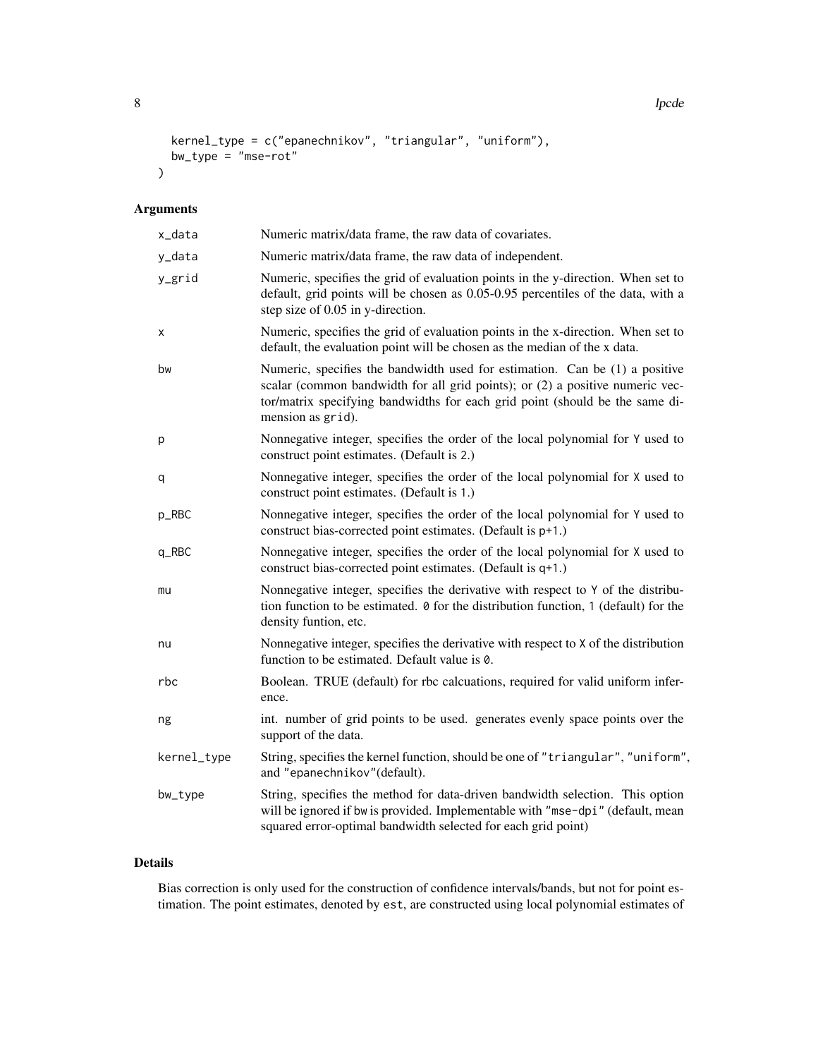```
  kernel_type = c("epanechnikov", "triangular", "uniform"),
  bw_type = "mse-rot"
)
```

## Arguments

| | |
|---|---|
| x_data | Numeric matrix/data frame, the raw data of covariates. |
| y_data | Numeric matrix/data frame, the raw data of independent. |
| y_grid | Numeric, specifies the grid of evaluation points in the y-direction. When set to default, grid points will be chosen as 0.05-0.95 percentiles of the data, with a step size of 0.05 in y-direction. |
| x | Numeric, specifies the grid of evaluation points in the x-direction. When set to default, the evaluation point will be chosen as the median of the x data. |
| bw | Numeric, specifies the bandwidth used for estimation. Can be (1) a positive scalar (common bandwidth for all grid points); or (2) a positive numeric vector/matrix specifying bandwidths for each grid point (should be the same dimension as `grid`). |
| p | Nonnegative integer, specifies the order of the local polynomial for `Y` used to construct point estimates. (Default is `2`.) |
| q | Nonnegative integer, specifies the order of the local polynomial for `X` used to construct point estimates. (Default is `1`.) |
| p_RBC | Nonnegative integer, specifies the order of the local polynomial for `Y` used to construct bias-corrected point estimates. (Default is `p+1`.) |
| q_RBC | Nonnegative integer, specifies the order of the local polynomial for `X` used to construct bias-corrected point estimates. (Default is `q+1`.) |
| mu | Nonnegative integer, specifies the derivative with respect to `Y` of the distribution function to be estimated. `0` for the distribution function, `1` (default) for the density funtion, etc. |
| nu | Nonnegative integer, specifies the derivative with respect to `X` of the distribution function to be estimated. Default value is `0`. |
| rbc | Boolean. TRUE (default) for rbc calcuations, required for valid uniform inference. |
| ng | int. number of grid points to be used. generates evenly space points over the support of the data. |
| kernel_type | String, specifies the kernel function, should be one of `"triangular"`, `"uniform"`, and `"epanechnikov"`(default). |
| bw_type | String, specifies the method for data-driven bandwidth selection. This option will be ignored if `bw` is provided. Implementable with `"mse-dpi"` (default, mean squared error-optimal bandwidth selected for each grid point) |

## Details

Bias correction is only used for the construction of confidence intervals/bands, but not for point estimation. The point estimates, denoted by `est`, are constructed using local polynomial estimates of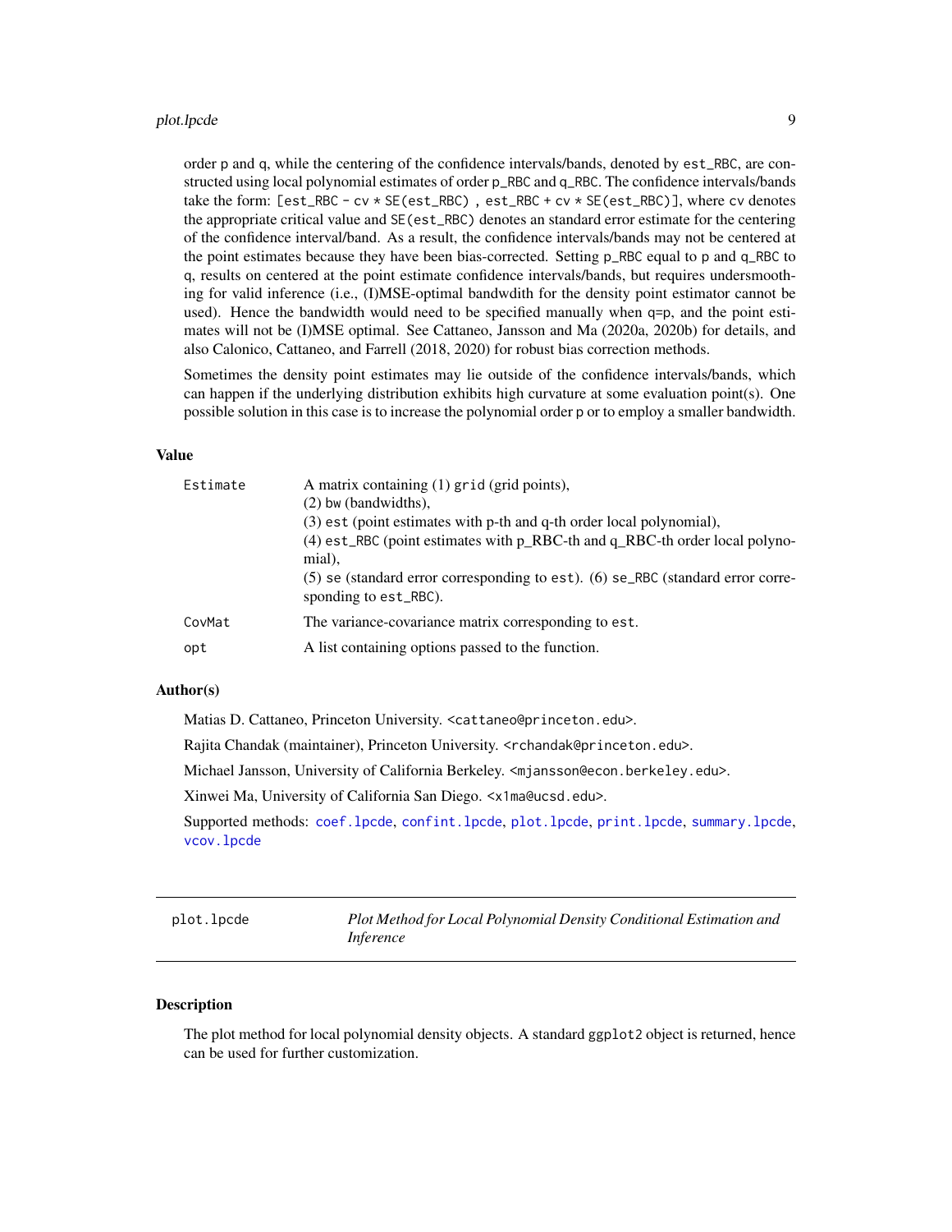order p and q, while the centering of the confidence intervals/bands, denoted by est_RBC, are constructed using local polynomial estimates of order p_RBC and q_RBC. The confidence intervals/bands take the form: [est_RBC - cv * SE(est_RBC) , est_RBC + cv * SE(est_RBC)], where cv denotes the appropriate critical value and SE(est_RBC) denotes an standard error estimate for the centering of the confidence interval/band. As a result, the confidence intervals/bands may not be centered at the point estimates because they have been bias-corrected. Setting p_RBC equal to p and q_RBC to q, results on centered at the point estimate confidence intervals/bands, but requires undersmoothing for valid inference (i.e., (I)MSE-optimal bandwdith for the density point estimator cannot be used). Hence the bandwidth would need to be specified manually when q=p, and the point estimates will not be (I)MSE optimal. See Cattaneo, Jansson and Ma (2020a, 2020b) for details, and also Calonico, Cattaneo, and Farrell (2018, 2020) for robust bias correction methods.

Sometimes the density point estimates may lie outside of the confidence intervals/bands, which can happen if the underlying distribution exhibits high curvature at some evaluation point(s). One possible solution in this case is to increase the polynomial order p or to employ a smaller bandwidth.

### Value

| | |
|---|---|
| Estimate | A matrix containing (1) grid (grid points), (2) bw (bandwidths), (3) est (point estimates with p-th and q-th order local polynomial), (4) est_RBC (point estimates with p_RBC-th and q_RBC-th order local polynomial), (5) se (standard error corresponding to est). (6) se_RBC (standard error corresponding to est_RBC). |
| CovMat | The variance-covariance matrix corresponding to est. |
| opt | A list containing options passed to the function. |

### Author(s)

Matias D. Cattaneo, Princeton University. <cattaneo@princeton.edu>.

Rajita Chandak (maintainer), Princeton University. <rchandak@princeton.edu>.

Michael Jansson, University of California Berkeley. <mjansson@econ.berkeley.edu>.

Xinwei Ma, University of California San Diego. <x1ma@ucsd.edu>.

Supported methods: coef.lpcde, confint.lpcde, plot.lpcde, print.lpcde, summary.lpcde, vcov.lpcde

---

## plot.lpcde — *Plot Method for Local Polynomial Density Conditional Estimation and Inference*

### Description

The plot method for local polynomial density objects. A standard ggplot2 object is returned, hence can be used for further customization.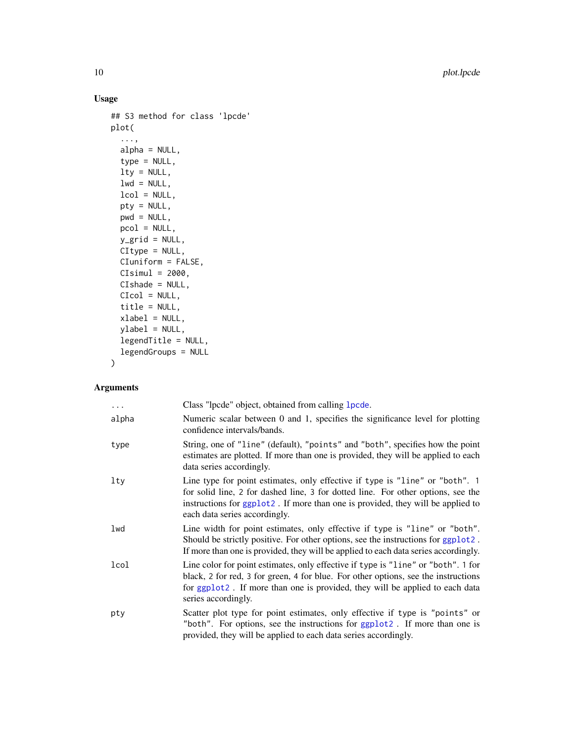## Usage

```
## S3 method for class 'lpcde'
plot(
  ...,
  alpha = NULL,
  type = NULL,
  lty = NULL,
  lwd = NULL,
  lcol = NULL,
  pty = NULL,
  pwd = NULL,
  pcol = NULL,
  y_grid = NULL,
  CItype = NULL,
  CIuniform = FALSE,
  CIsimul = 2000,
  CIshade = NULL,
  CIcol = NULL,
  title = NULL,
  xlabel = NULL,
  ylabel = NULL,
  legendTitle = NULL,
  legendGroups = NULL
)
```

## Arguments

| | |
|---|---|
| `...` | Class "lpcde" object, obtained from calling `lpcde`. |
| `alpha` | Numeric scalar between 0 and 1, specifies the significance level for plotting confidence intervals/bands. |
| `type` | String, one of `"line"` (default), `"points"` and `"both"`, specifies how the point estimates are plotted. If more than one is provided, they will be applied to each data series accordingly. |
| `lty` | Line type for point estimates, only effective if `type` is `"line"` or `"both"`. `1` for solid line, `2` for dashed line, `3` for dotted line. For other options, see the instructions for `ggplot2`. If more than one is provided, they will be applied to each data series accordingly. |
| `lwd` | Line width for point estimates, only effective if `type` is `"line"` or `"both"`. Should be strictly positive. For other options, see the instructions for `ggplot2`. If more than one is provided, they will be applied to each data series accordingly. |
| `lcol` | Line color for point estimates, only effective if `type` is `"line"` or `"both"`. `1` for black, `2` for red, `3` for green, `4` for blue. For other options, see the instructions for `ggplot2`. If more than one is provided, they will be applied to each data series accordingly. |
| `pty` | Scatter plot type for point estimates, only effective if `type` is `"points"` or `"both"`. For options, see the instructions for `ggplot2`. If more than one is provided, they will be applied to each data series accordingly. |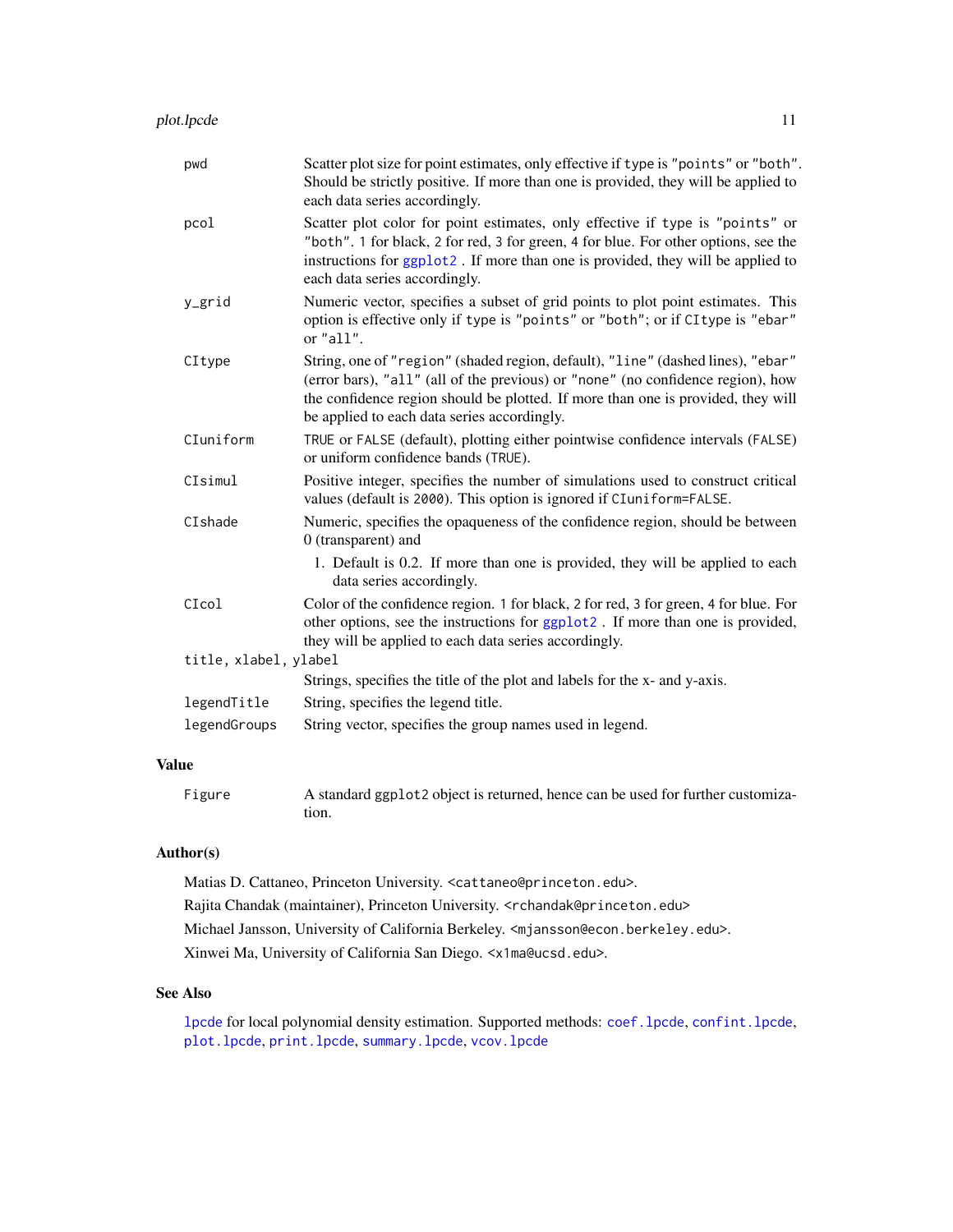| | |
|---|---|
| `pwd` | Scatter plot size for point estimates, only effective if `type` is `"points"` or `"both"`. Should be strictly positive. If more than one is provided, they will be applied to each data series accordingly. |
| `pcol` | Scatter plot color for point estimates, only effective if `type` is `"points"` or `"both"`. `1` for black, `2` for red, `3` for green, `4` for blue. For other options, see the instructions for `ggplot2`. If more than one is provided, they will be applied to each data series accordingly. |
| `y_grid` | Numeric vector, specifies a subset of grid points to plot point estimates. This option is effective only if `type` is `"points"` or `"both"`; or if `CItype` is `"ebar"` or `"all"`. |
| `CItype` | String, one of `"region"` (shaded region, default), `"line"` (dashed lines), `"ebar"` (error bars), `"all"` (all of the previous) or `"none"` (no confidence region), how the confidence region should be plotted. If more than one is provided, they will be applied to each data series accordingly. |
| `CIuniform` | `TRUE` or `FALSE` (default), plotting either pointwise confidence intervals (`FALSE`) or uniform confidence bands (`TRUE`). |
| `CIsimul` | Positive integer, specifies the number of simulations used to construct critical values (default is `2000`). This option is ignored if `CIuniform=FALSE`. |
| `CIshade` | Numeric, specifies the opaqueness of the confidence region, should be between 0 (transparent) and 1. Default is 0.2. If more than one is provided, they will be applied to each data series accordingly. |
| `CIcol` | Color of the confidence region. `1` for black, `2` for red, `3` for green, `4` for blue. For other options, see the instructions for `ggplot2`. If more than one is provided, they will be applied to each data series accordingly. |
| `title, xlabel, ylabel` | Strings, specifies the title of the plot and labels for the x- and y-axis. |
| `legendTitle` | String, specifies the legend title. |
| `legendGroups` | String vector, specifies the group names used in legend. |

## Value

| | |
|---|---|
| `Figure` | A standard `ggplot2` object is returned, hence can be used for further customization. |

## Author(s)

Matias D. Cattaneo, Princeton University. `<cattaneo@princeton.edu>`.

Rajita Chandak (maintainer), Princeton University. `<rchandak@princeton.edu>`

Michael Jansson, University of California Berkeley. `<mjansson@econ.berkeley.edu>`.

Xinwei Ma, University of California San Diego. `<x1ma@ucsd.edu>`.

## See Also

`lpcde` for local polynomial density estimation. Supported methods: `coef.lpcde`, `confint.lpcde`, `plot.lpcde`, `print.lpcde`, `summary.lpcde`, `vcov.lpcde`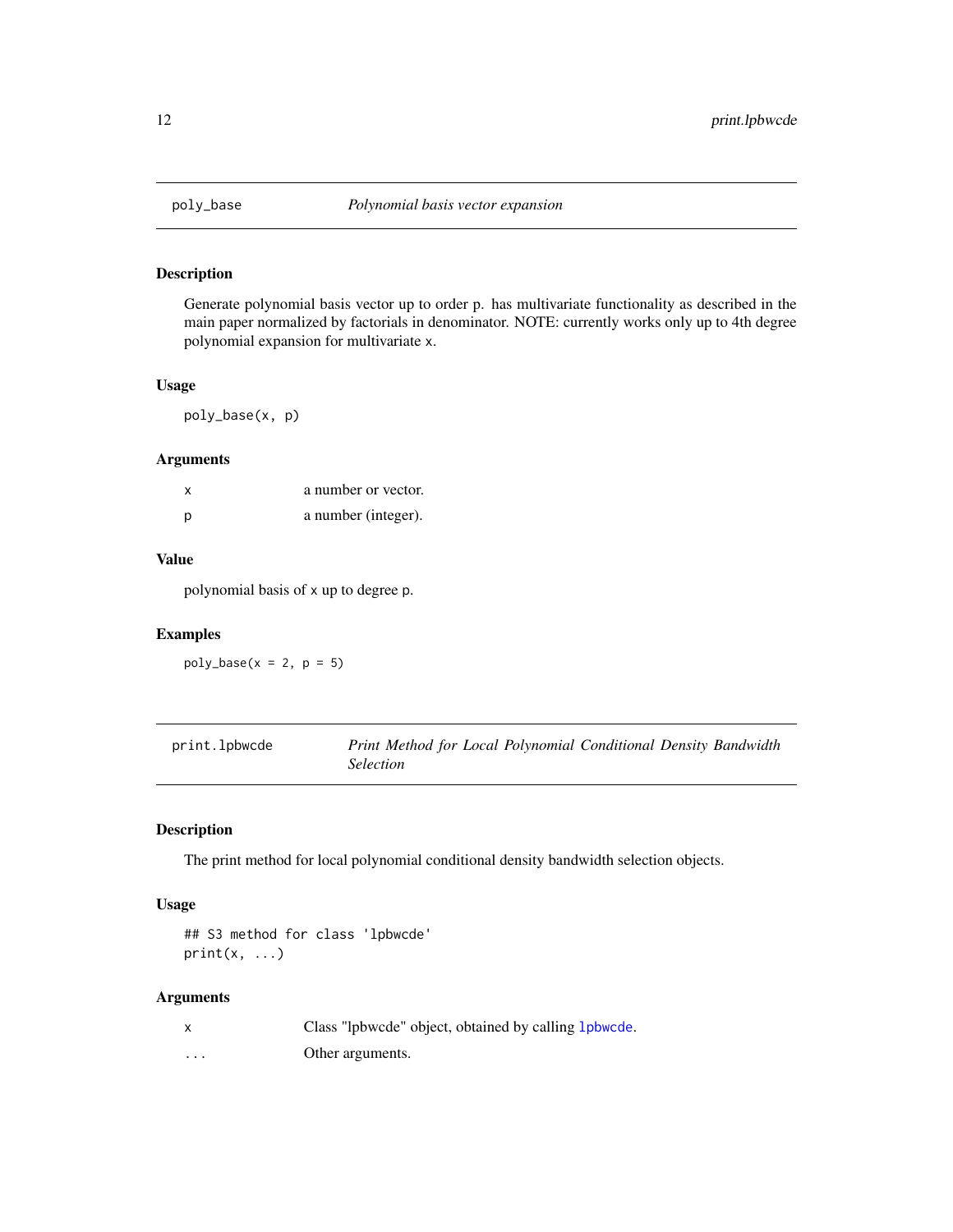## poly_base *Polynomial basis vector expansion*

### Description

Generate polynomial basis vector up to order p. has multivariate functionality as described in the main paper normalized by factorials in denominator. NOTE: currently works only up to 4th degree polynomial expansion for multivariate x.

### Usage

```
poly_base(x, p)
```

### Arguments

| | |
|---|---|
| x | a number or vector. |
| p | a number (integer). |

### Value

polynomial basis of x up to degree p.

### Examples

```
poly_base(x = 2, p = 5)
```

## print.lpbwcde *Print Method for Local Polynomial Conditional Density Bandwidth Selection*

### Description

The print method for local polynomial conditional density bandwidth selection objects.

### Usage

```
## S3 method for class 'lpbwcde'
print(x, ...)
```

### Arguments

| | |
|---|---|
| x | Class "lpbwcde" object, obtained by calling lpbwcde. |
| ... | Other arguments. |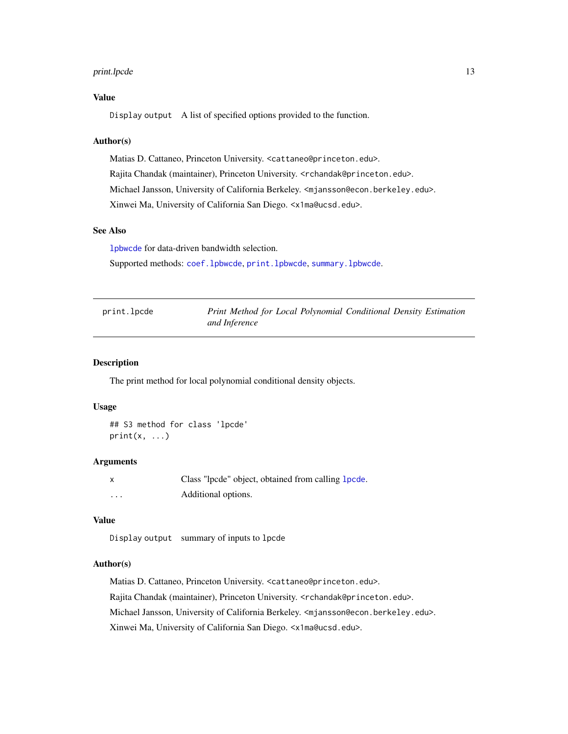### Value

`Display output` A list of specified options provided to the function.

### Author(s)

Matias D. Cattaneo, Princeton University. <cattaneo@princeton.edu>.

Rajita Chandak (maintainer), Princeton University. <rchandak@princeton.edu>.

Michael Jansson, University of California Berkeley. <mjansson@econ.berkeley.edu>.

Xinwei Ma, University of California San Diego. <x1ma@ucsd.edu>.

### See Also

`lpbwcde` for data-driven bandwidth selection.

Supported methods: `coef.lpbwcde`, `print.lpbwcde`, `summary.lpbwcde`.

---

## print.lpcde — *Print Method for Local Polynomial Conditional Density Estimation and Inference*

---

### Description

The print method for local polynomial conditional density objects.

### Usage

```
## S3 method for class 'lpcde'
print(x, ...)
```

### Arguments

| | |
|---|---|
| `x` | Class "lpcde" object, obtained from calling `lpcde`. |
| `...` | Additional options. |

### Value

`Display output` summary of inputs to `lpcde`

### Author(s)

Matias D. Cattaneo, Princeton University. <cattaneo@princeton.edu>.

Rajita Chandak (maintainer), Princeton University. <rchandak@princeton.edu>.

Michael Jansson, University of California Berkeley. <mjansson@econ.berkeley.edu>.

Xinwei Ma, University of California San Diego. <x1ma@ucsd.edu>.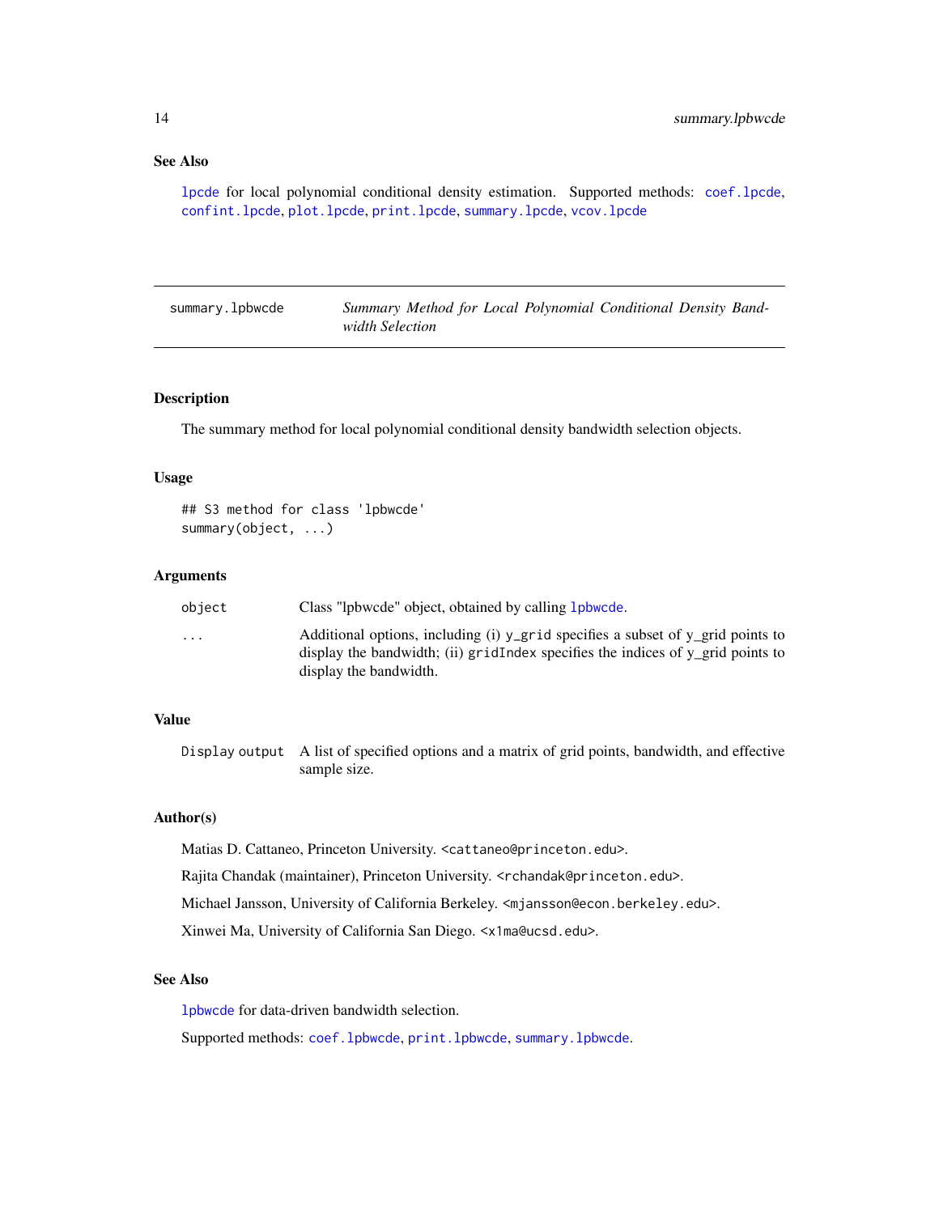### See Also

lpcde for local polynomial conditional density estimation. Supported methods: coef.lpcde, confint.lpcde, plot.lpcde, print.lpcde, summary.lpcde, vcov.lpcde

---

## summary.lpbwcde — *Summary Method for Local Polynomial Conditional Density Bandwidth Selection*

---

### Description

The summary method for local polynomial conditional density bandwidth selection objects.

### Usage

```
## S3 method for class 'lpbwcde'
summary(object, ...)
```

### Arguments

| | |
|---|---|
| `object` | Class "lpbwcde" object, obtained by calling lpbwcde. |
| `...` | Additional options, including (i) y_grid specifies a subset of y_grid points to display the bandwidth; (ii) gridIndex specifies the indices of y_grid points to display the bandwidth. |

### Value

| | |
|---|---|
| Display output | A list of specified options and a matrix of grid points, bandwidth, and effective sample size. |

### Author(s)

Matias D. Cattaneo, Princeton University. <cattaneo@princeton.edu>.

Rajita Chandak (maintainer), Princeton University. <rchandak@princeton.edu>.

Michael Jansson, University of California Berkeley. <mjansson@econ.berkeley.edu>.

Xinwei Ma, University of California San Diego. <x1ma@ucsd.edu>.

### See Also

lpbwcde for data-driven bandwidth selection.

Supported methods: coef.lpbwcde, print.lpbwcde, summary.lpbwcde.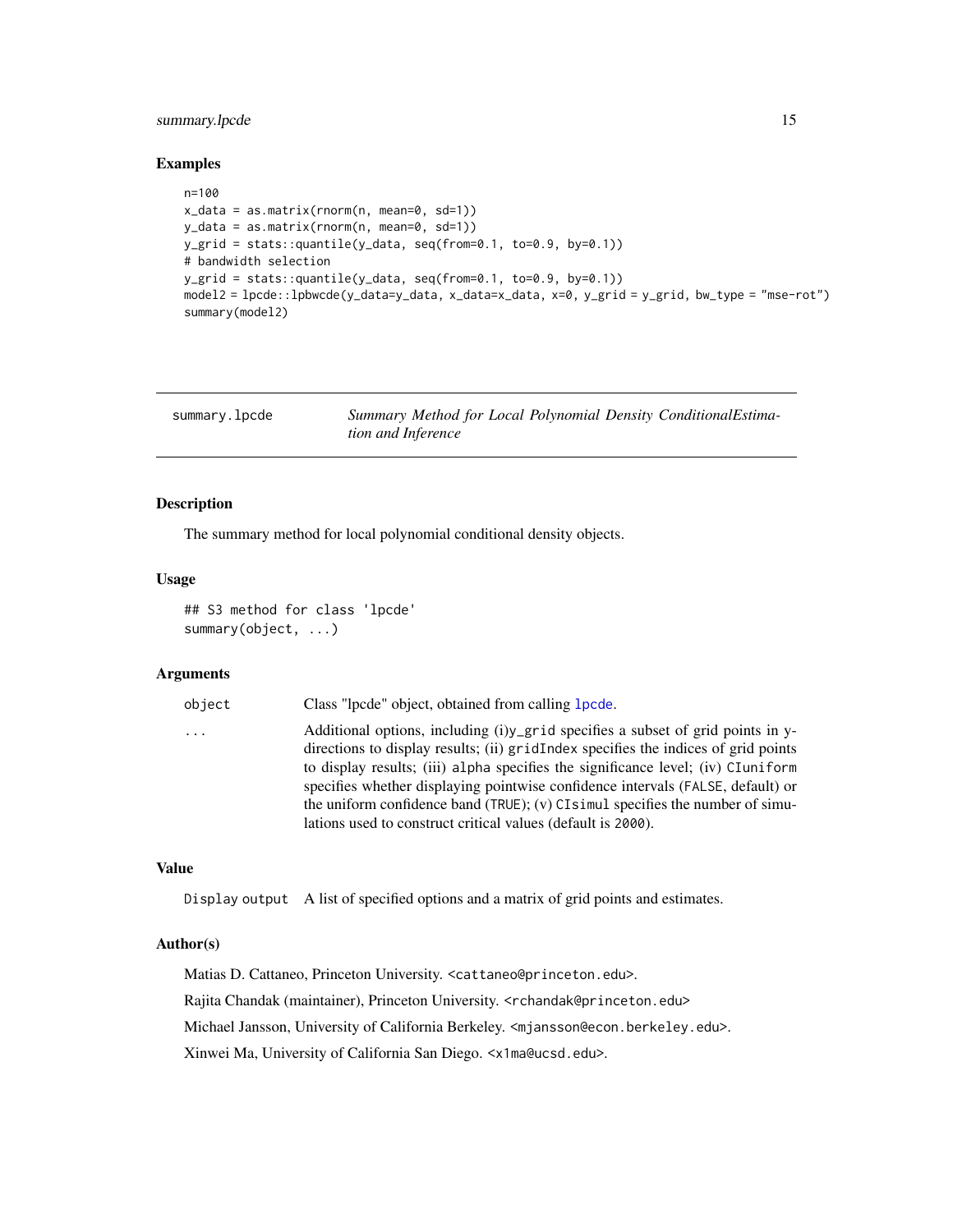## Examples

```
n=100
x_data = as.matrix(rnorm(n, mean=0, sd=1))
y_data = as.matrix(rnorm(n, mean=0, sd=1))
y_grid = stats::quantile(y_data, seq(from=0.1, to=0.9, by=0.1))
# bandwidth selection
y_grid = stats::quantile(y_data, seq(from=0.1, to=0.9, by=0.1))
model2 = lpcde::lpbwcde(y_data=y_data, x_data=x_data, x=0, y_grid = y_grid, bw_type = "mse-rot")
summary(model2)
```

---

# summary.lpcde — *Summary Method for Local Polynomial Density ConditionalEstimation and Inference*

## Description

The summary method for local polynomial conditional density objects.

## Usage

```
## S3 method for class 'lpcde'
summary(object, ...)
```

## Arguments

| | |
|---|---|
| object | Class "lpcde" object, obtained from calling lpcde. |
| ... | Additional options, including (i)y_grid specifies a subset of grid points in y-directions to display results; (ii) gridIndex specifies the indices of grid points to display results; (iii) alpha specifies the significance level; (iv) CIuniform specifies whether displaying pointwise confidence intervals (FALSE, default) or the uniform confidence band (TRUE); (v) CIsimul specifies the number of simulations used to construct critical values (default is 2000). |

## Value

| | |
|---|---|
| Display output | A list of specified options and a matrix of grid points and estimates. |

## Author(s)

Matias D. Cattaneo, Princeton University. <cattaneo@princeton.edu>.

Rajita Chandak (maintainer), Princeton University. <rchandak@princeton.edu>

Michael Jansson, University of California Berkeley. <mjansson@econ.berkeley.edu>.

Xinwei Ma, University of California San Diego. <x1ma@ucsd.edu>.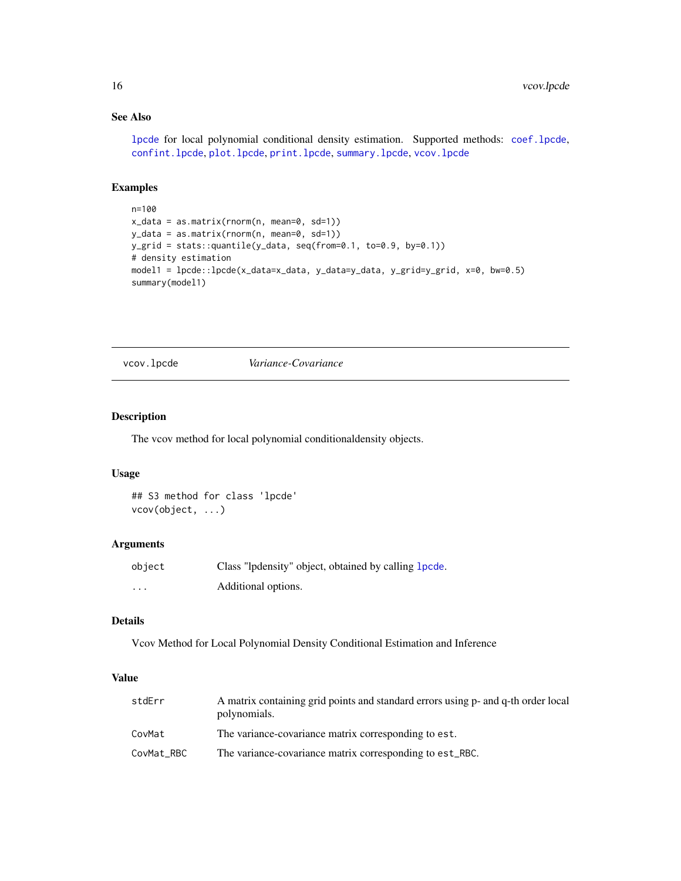### See Also

lpcde for local polynomial conditional density estimation. Supported methods: coef.lpcde, confint.lpcde, plot.lpcde, print.lpcde, summary.lpcde, vcov.lpcde

### Examples

```
n=100
x_data = as.matrix(rnorm(n, mean=0, sd=1))
y_data = as.matrix(rnorm(n, mean=0, sd=1))
y_grid = stats::quantile(y_data, seq(from=0.1, to=0.9, by=0.1))
# density estimation
model1 = lpcde::lpcde(x_data=x_data, y_data=y_data, y_grid=y_grid, x=0, bw=0.5)
summary(model1)
```

---

## vcov.lpcde *Variance-Covariance*

### Description

The vcov method for local polynomial conditionaldensity objects.

### Usage

```
## S3 method for class 'lpcde'
vcov(object, ...)
```

### Arguments

| | |
|---|---|
| object | Class "lpdensity" object, obtained by calling lpcde. |
| ... | Additional options. |

### Details

Vcov Method for Local Polynomial Density Conditional Estimation and Inference

### Value

| | |
|---|---|
| stdErr | A matrix containing grid points and standard errors using p- and q-th order local polynomials. |
| CovMat | The variance-covariance matrix corresponding to `est`. |
| CovMat_RBC | The variance-covariance matrix corresponding to `est_RBC`. |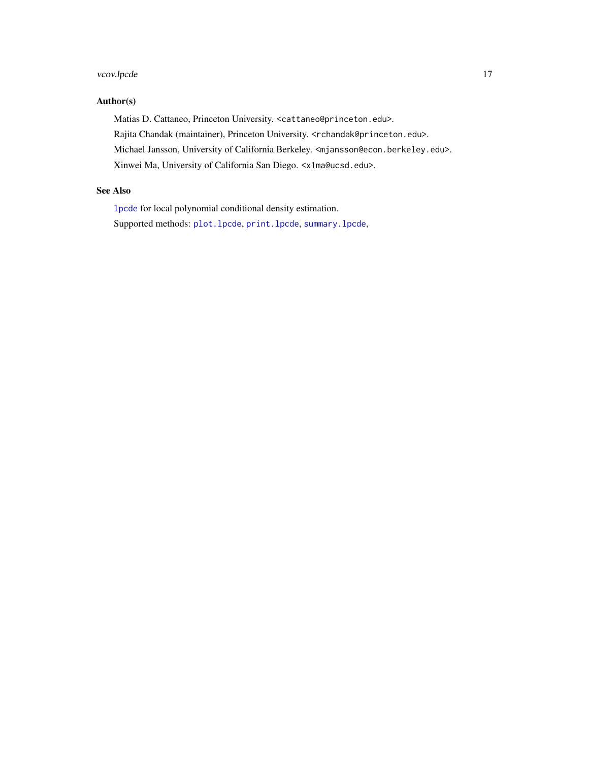## Author(s)

Matias D. Cattaneo, Princeton University. <cattaneo@princeton.edu>.

Rajita Chandak (maintainer), Princeton University. <rchandak@princeton.edu>.

Michael Jansson, University of California Berkeley. <mjansson@econ.berkeley.edu>.

Xinwei Ma, University of California San Diego. <x1ma@ucsd.edu>.

## See Also

`lpcde` for local polynomial conditional density estimation.

Supported methods: `plot.lpcde`, `print.lpcde`, `summary.lpcde`,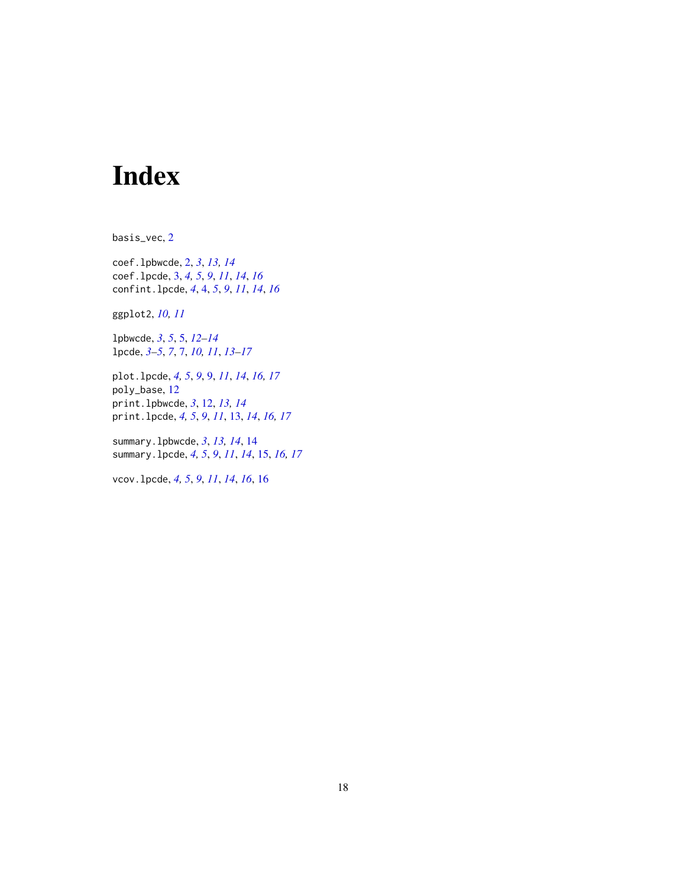# Index

basis_vec, 2

coef.lpbwcde, 2, *3*, *13, 14*
coef.lpcde, 3, *4, 5*, *9*, *11*, *14*, *16*
confint.lpcde, *4*, 4, *5*, *9*, *11*, *14*, *16*

ggplot2, *10, 11*

lpbwcde, *3*, *5*, 5, *12–14*
lpcde, *3–5*, *7*, 7, *10, 11*, *13–17*

plot.lpcde, *4, 5*, *9*, 9, *11*, *14*, *16, 17*
poly_base, 12
print.lpbwcde, *3*, 12, *13, 14*
print.lpcde, *4, 5*, *9*, *11*, 13, *14*, *16, 17*

summary.lpbwcde, *3*, *13, 14*, 14
summary.lpcde, *4, 5*, *9*, *11*, *14*, 15, *16, 17*

vcov.lpcde, *4, 5*, *9*, *11*, *14*, *16*, 16